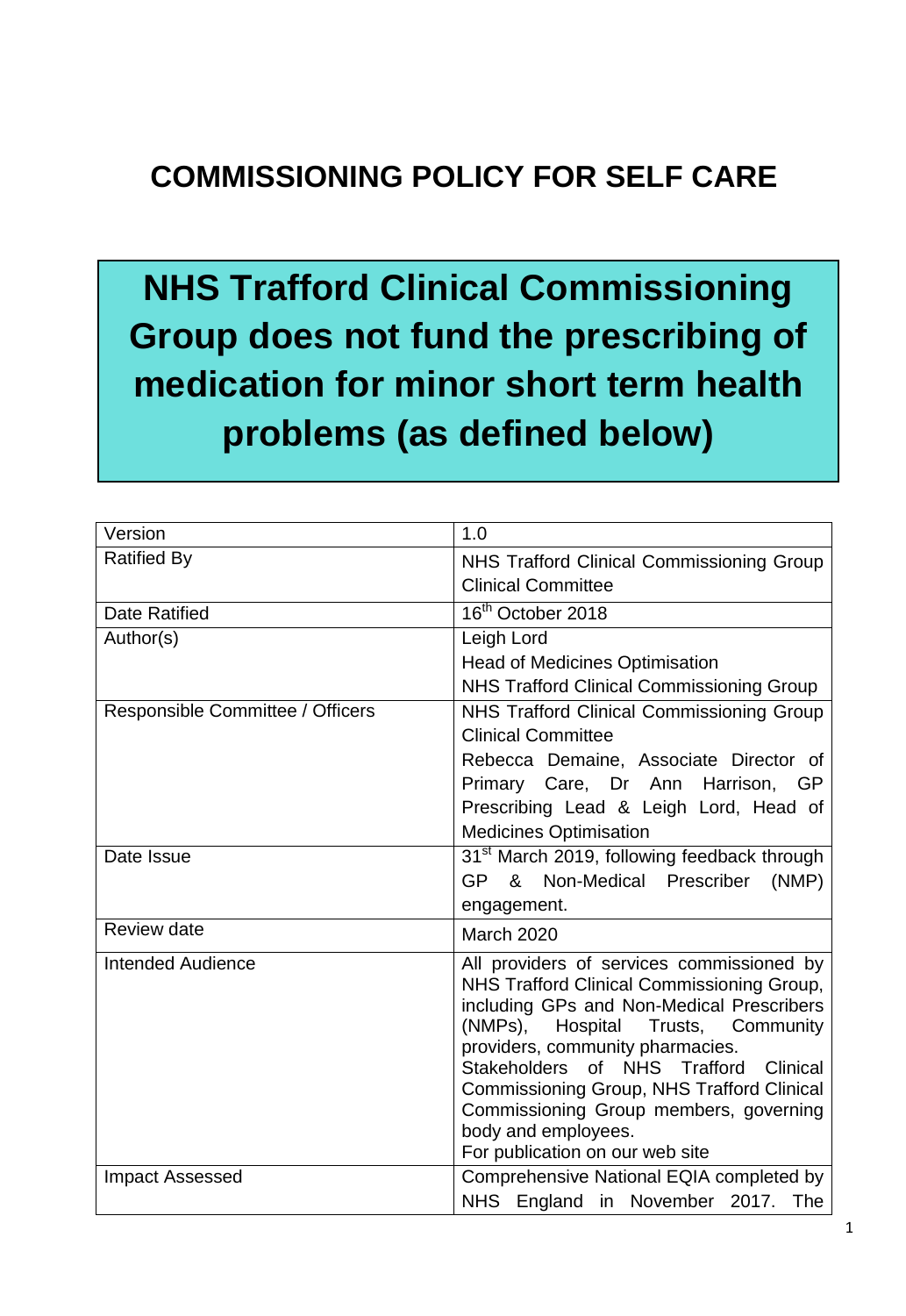# COMMISSIONING POLICY FOR SELF CARE

## NHS Trafford Clinical Commissioning Group does not fund the prescribing of medication for minor short term health problems (as defined below)

| Version | 1.0 |
|---|---|
| Ratified By | NHS Trafford Clinical Commissioning Group Clinical Committee |
| Date Ratified | 16th October 2018 |
| Author(s) | Leigh Lord<br>Head of Medicines Optimisation<br>NHS Trafford Clinical Commissioning Group |
| Responsible Committee / Officers | NHS Trafford Clinical Commissioning Group Clinical Committee<br>Rebecca Demaine, Associate Director of Primary Care, Dr Ann Harrison, GP Prescribing Lead & Leigh Lord, Head of Medicines Optimisation |
| Date Issue | 31st March 2019, following feedback through GP & Non-Medical Prescriber (NMP) engagement. |
| Review date | March 2020 |
| Intended Audience | All providers of services commissioned by NHS Trafford Clinical Commissioning Group, including GPs and Non-Medical Prescribers (NMPs), Hospital Trusts, Community providers, community pharmacies.<br>Stakeholders of NHS Trafford Clinical Commissioning Group, NHS Trafford Clinical Commissioning Group members, governing body and employees.<br>For publication on our web site |
| Impact Assessed | Comprehensive National EQIA completed by NHS England in November 2017. The |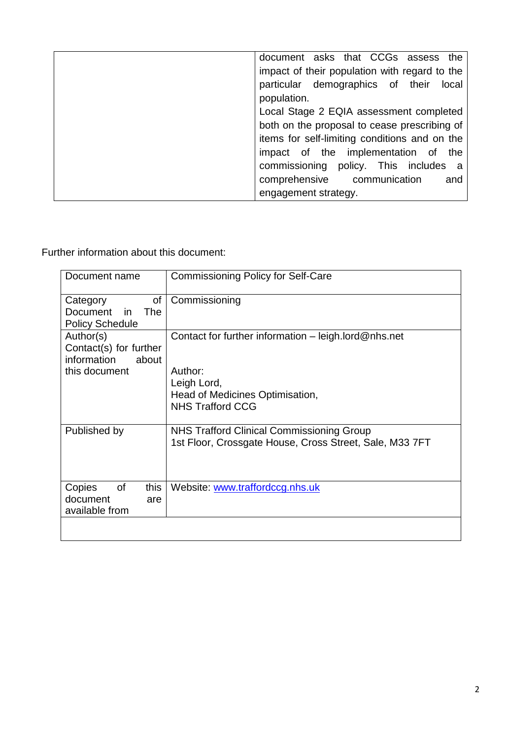|  | document asks that CCGs assess the impact of their population with regard to the particular demographics of their local population.<br>Local Stage 2 EQIA assessment completed both on the proposal to cease prescribing of items for self-limiting conditions and on the impact of the implementation of the commissioning policy. This includes a comprehensive communication and engagement strategy. |
|---|---|

Further information about this document:

| Document name | Commissioning Policy for Self-Care |
|---|---|
| Category of Document in The Policy Schedule | Commissioning |
| Author(s) Contact(s) for further information about this document | Contact for further information – leigh.lord@nhs.net<br><br>Author:<br>Leigh Lord,<br>Head of Medicines Optimisation,<br>NHS Trafford CCG |
| Published by | NHS Trafford Clinical Commissioning Group<br>1st Floor, Crossgate House, Cross Street, Sale, M33 7FT |
| Copies of this document are available from | Website: [www.traffordccg.nhs.uk](http://www.traffordccg.nhs.uk) |
|  |  |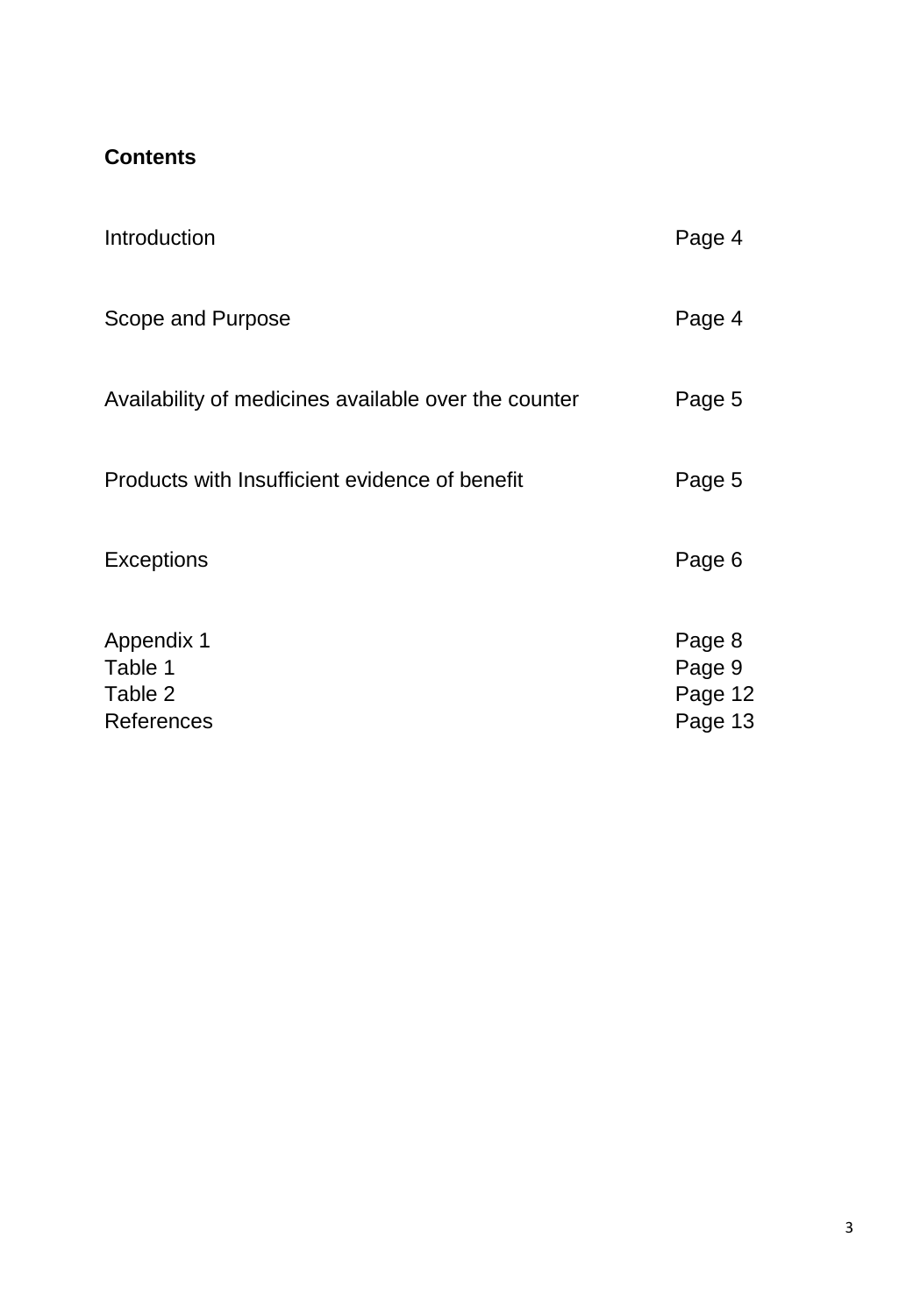**Contents**

| | |
|---|---|
| Introduction | Page 4 |
| Scope and Purpose | Page 4 |
| Availability of medicines available over the counter | Page 5 |
| Products with Insufficient evidence of benefit | Page 5 |
| Exceptions | Page 6 |
| Appendix 1 | Page 8 |
| Table 1 | Page 9 |
| Table 2 | Page 12 |
| References | Page 13 |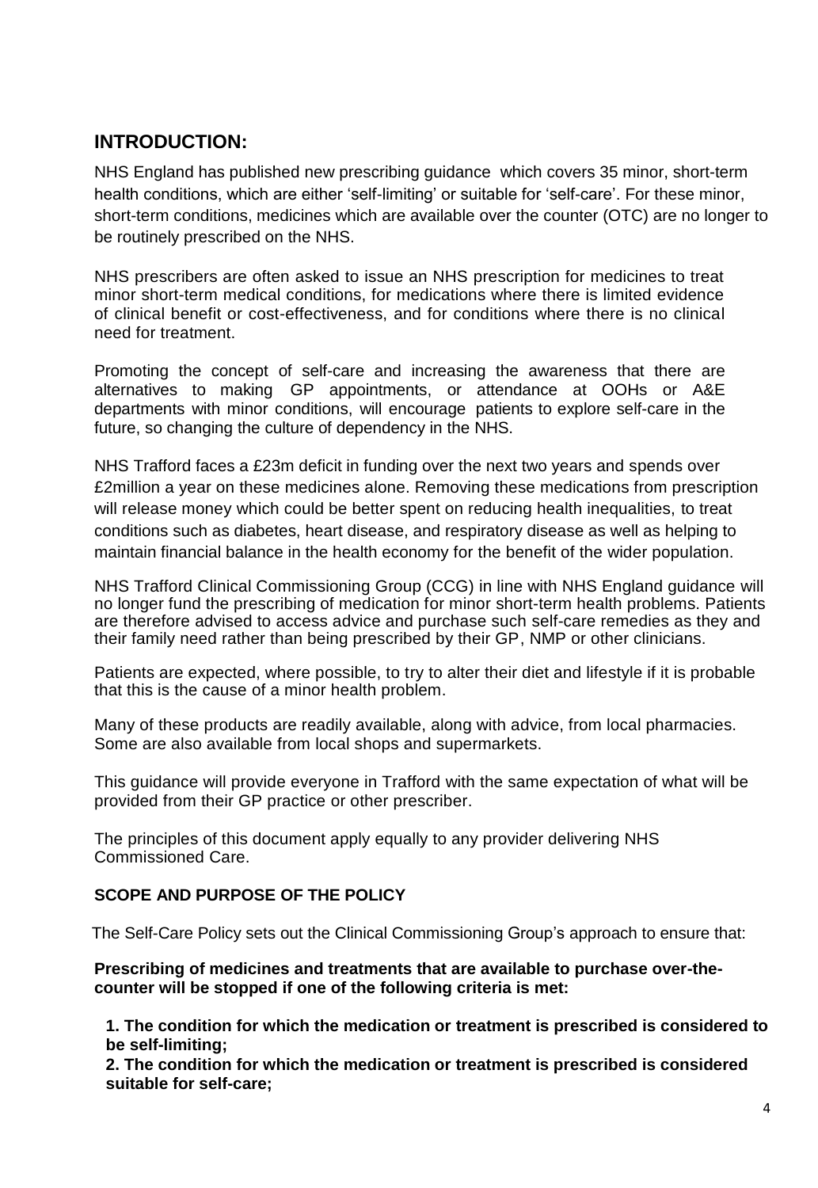## INTRODUCTION:

NHS England has published new prescribing guidance which covers 35 minor, short-term health conditions, which are either 'self-limiting' or suitable for 'self-care'. For these minor, short-term conditions, medicines which are available over the counter (OTC) are no longer to be routinely prescribed on the NHS.

NHS prescribers are often asked to issue an NHS prescription for medicines to treat minor short-term medical conditions, for medications where there is limited evidence of clinical benefit or cost-effectiveness, and for conditions where there is no clinical need for treatment.

Promoting the concept of self-care and increasing the awareness that there are alternatives to making GP appointments, or attendance at OOHs or A&E departments with minor conditions, will encourage patients to explore self-care in the future, so changing the culture of dependency in the NHS.

NHS Trafford faces a £23m deficit in funding over the next two years and spends over £2million a year on these medicines alone. Removing these medications from prescription will release money which could be better spent on reducing health inequalities, to treat conditions such as diabetes, heart disease, and respiratory disease as well as helping to maintain financial balance in the health economy for the benefit of the wider population.

NHS Trafford Clinical Commissioning Group (CCG) in line with NHS England guidance will no longer fund the prescribing of medication for minor short-term health problems. Patients are therefore advised to access advice and purchase such self-care remedies as they and their family need rather than being prescribed by their GP, NMP or other clinicians.

Patients are expected, where possible, to try to alter their diet and lifestyle if it is probable that this is the cause of a minor health problem.

Many of these products are readily available, along with advice, from local pharmacies. Some are also available from local shops and supermarkets.

This guidance will provide everyone in Trafford with the same expectation of what will be provided from their GP practice or other prescriber.

The principles of this document apply equally to any provider delivering NHS Commissioned Care.

### SCOPE AND PURPOSE OF THE POLICY

The Self-Care Policy sets out the Clinical Commissioning Group's approach to ensure that:

**Prescribing of medicines and treatments that are available to purchase over-the-counter will be stopped if one of the following criteria is met:**

**1. The condition for which the medication or treatment is prescribed is considered to be self-limiting;**
**2. The condition for which the medication or treatment is prescribed is considered suitable for self-care;**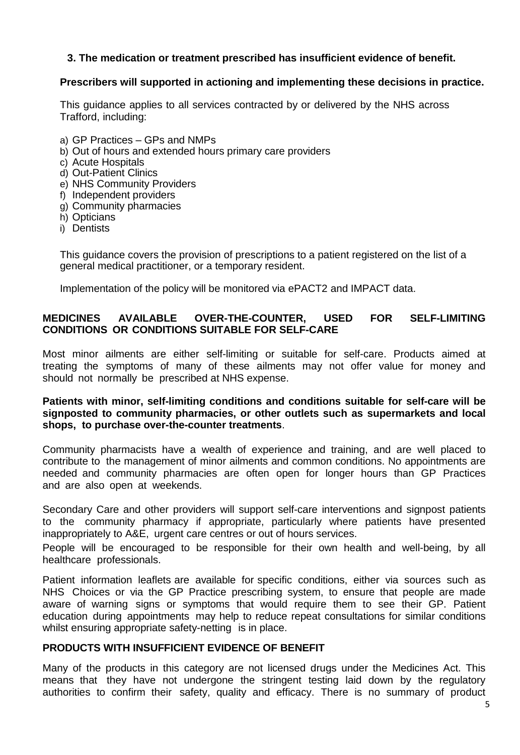**3. The medication or treatment prescribed has insufficient evidence of benefit.**

**Prescribers will supported in actioning and implementing these decisions in practice.**

This guidance applies to all services contracted by or delivered by the NHS across Trafford, including:

a) GP Practices – GPs and NMPs
b) Out of hours and extended hours primary care providers
c) Acute Hospitals
d) Out-Patient Clinics
e) NHS Community Providers
f) Independent providers
g) Community pharmacies
h) Opticians
i) Dentists

This guidance covers the provision of prescriptions to a patient registered on the list of a general medical practitioner, or a temporary resident.

Implementation of the policy will be monitored via ePACT2 and IMPACT data.

## MEDICINES AVAILABLE OVER-THE-COUNTER, USED FOR SELF-LIMITING CONDITIONS OR CONDITIONS SUITABLE FOR SELF-CARE

Most minor ailments are either self-limiting or suitable for self-care. Products aimed at treating the symptoms of many of these ailments may not offer value for money and should not normally be prescribed at NHS expense.

**Patients with minor, self-limiting conditions and conditions suitable for self-care will be signposted to community pharmacies, or other outlets such as supermarkets and local shops, to purchase over-the-counter treatments**.

Community pharmacists have a wealth of experience and training, and are well placed to contribute to the management of minor ailments and common conditions. No appointments are needed and community pharmacies are often open for longer hours than GP Practices and are also open at weekends.

Secondary Care and other providers will support self-care interventions and signpost patients to the community pharmacy if appropriate, particularly where patients have presented inappropriately to A&E, urgent care centres or out of hours services.

People will be encouraged to be responsible for their own health and well-being, by all healthcare professionals.

Patient information leaflets are available for specific conditions, either via sources such as NHS Choices or via the GP Practice prescribing system, to ensure that people are made aware of warning signs or symptoms that would require them to see their GP. Patient education during appointments may help to reduce repeat consultations for similar conditions whilst ensuring appropriate safety-netting is in place.

## PRODUCTS WITH INSUFFICIENT EVIDENCE OF BENEFIT

Many of the products in this category are not licensed drugs under the Medicines Act. This means that they have not undergone the stringent testing laid down by the regulatory authorities to confirm their safety, quality and efficacy. There is no summary of product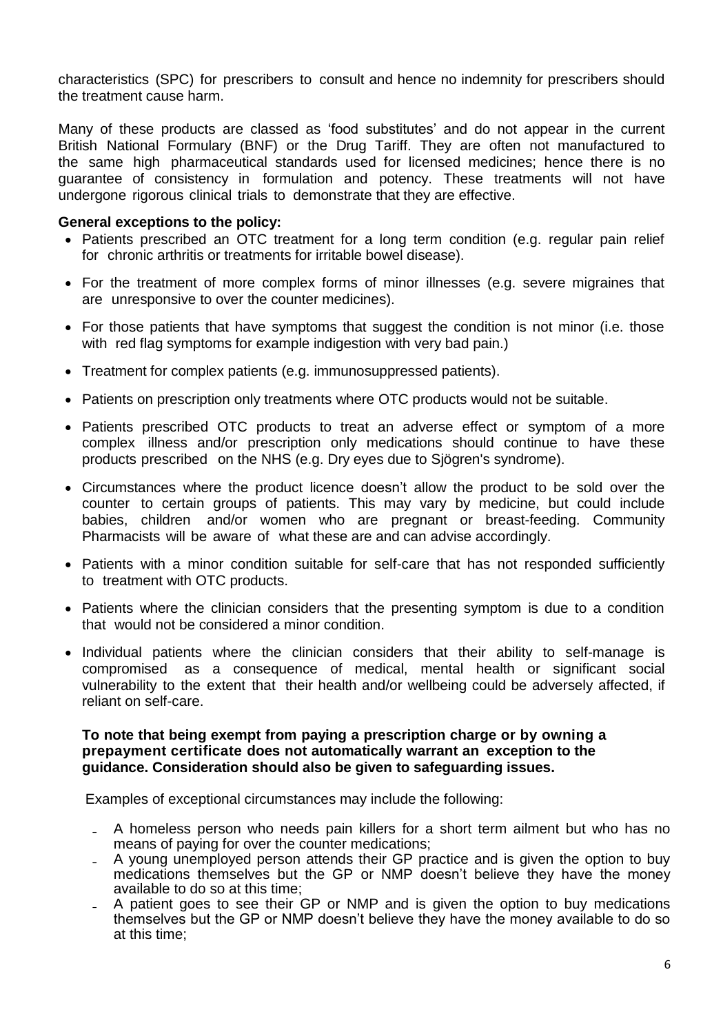characteristics (SPC) for prescribers to consult and hence no indemnity for prescribers should the treatment cause harm.

Many of these products are classed as 'food substitutes' and do not appear in the current British National Formulary (BNF) or the Drug Tariff. They are often not manufactured to the same high pharmaceutical standards used for licensed medicines; hence there is no guarantee of consistency in formulation and potency. These treatments will not have undergone rigorous clinical trials to demonstrate that they are effective.

**General exceptions to the policy:**

- Patients prescribed an OTC treatment for a long term condition (e.g. regular pain relief for chronic arthritis or treatments for irritable bowel disease).
- For the treatment of more complex forms of minor illnesses (e.g. severe migraines that are unresponsive to over the counter medicines).
- For those patients that have symptoms that suggest the condition is not minor (i.e. those with red flag symptoms for example indigestion with very bad pain.)
- Treatment for complex patients (e.g. immunosuppressed patients).
- Patients on prescription only treatments where OTC products would not be suitable.
- Patients prescribed OTC products to treat an adverse effect or symptom of a more complex illness and/or prescription only medications should continue to have these products prescribed on the NHS (e.g. Dry eyes due to Sjögren's syndrome).
- Circumstances where the product licence doesn't allow the product to be sold over the counter to certain groups of patients. This may vary by medicine, but could include babies, children and/or women who are pregnant or breast-feeding. Community Pharmacists will be aware of what these are and can advise accordingly.
- Patients with a minor condition suitable for self-care that has not responded sufficiently to treatment with OTC products.
- Patients where the clinician considers that the presenting symptom is due to a condition that would not be considered a minor condition.
- Individual patients where the clinician considers that their ability to self-manage is compromised as a consequence of medical, mental health or significant social vulnerability to the extent that their health and/or wellbeing could be adversely affected, if reliant on self-care.

**To note that being exempt from paying a prescription charge or by owning a prepayment certificate does not automatically warrant an exception to the guidance. Consideration should also be given to safeguarding issues.**

Examples of exceptional circumstances may include the following:

- A homeless person who needs pain killers for a short term ailment but who has no means of paying for over the counter medications;
- A young unemployed person attends their GP practice and is given the option to buy medications themselves but the GP or NMP doesn't believe they have the money available to do so at this time;
- A patient goes to see their GP or NMP and is given the option to buy medications themselves but the GP or NMP doesn't believe they have the money available to do so at this time;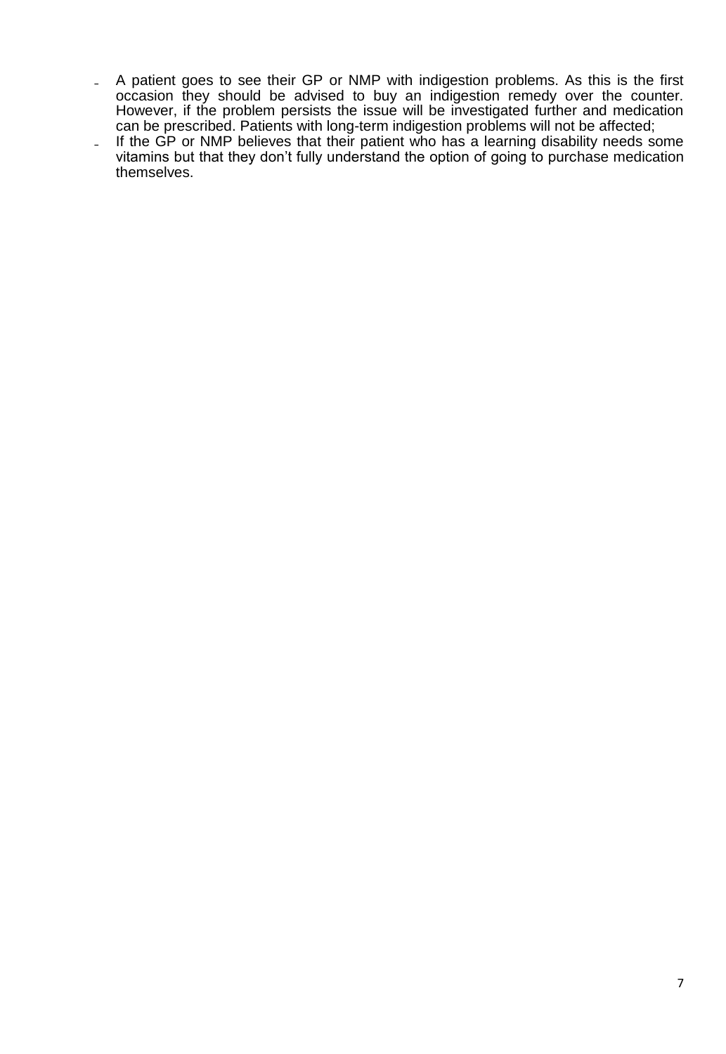- A patient goes to see their GP or NMP with indigestion problems. As this is the first occasion they should be advised to buy an indigestion remedy over the counter. However, if the problem persists the issue will be investigated further and medication can be prescribed. Patients with long-term indigestion problems will not be affected;
- If the GP or NMP believes that their patient who has a learning disability needs some vitamins but that they don't fully understand the option of going to purchase medication themselves.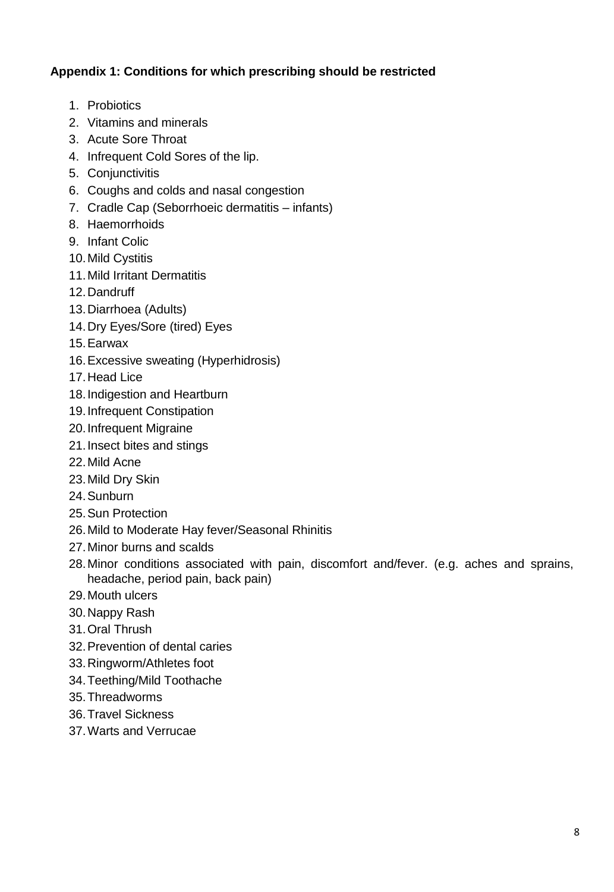**Appendix 1: Conditions for which prescribing should be restricted**

1. Probiotics
2. Vitamins and minerals
3. Acute Sore Throat
4. Infrequent Cold Sores of the lip.
5. Conjunctivitis
6. Coughs and colds and nasal congestion
7. Cradle Cap (Seborrhoeic dermatitis – infants)
8. Haemorrhoids
9. Infant Colic
10. Mild Cystitis
11. Mild Irritant Dermatitis
12. Dandruff
13. Diarrhoea (Adults)
14. Dry Eyes/Sore (tired) Eyes
15. Earwax
16. Excessive sweating (Hyperhidrosis)
17. Head Lice
18. Indigestion and Heartburn
19. Infrequent Constipation
20. Infrequent Migraine
21. Insect bites and stings
22. Mild Acne
23. Mild Dry Skin
24. Sunburn
25. Sun Protection
26. Mild to Moderate Hay fever/Seasonal Rhinitis
27. Minor burns and scalds
28. Minor conditions associated with pain, discomfort and/fever. (e.g. aches and sprains, headache, period pain, back pain)
29. Mouth ulcers
30. Nappy Rash
31. Oral Thrush
32. Prevention of dental caries
33. Ringworm/Athletes foot
34. Teething/Mild Toothache
35. Threadworms
36. Travel Sickness
37. Warts and Verrucae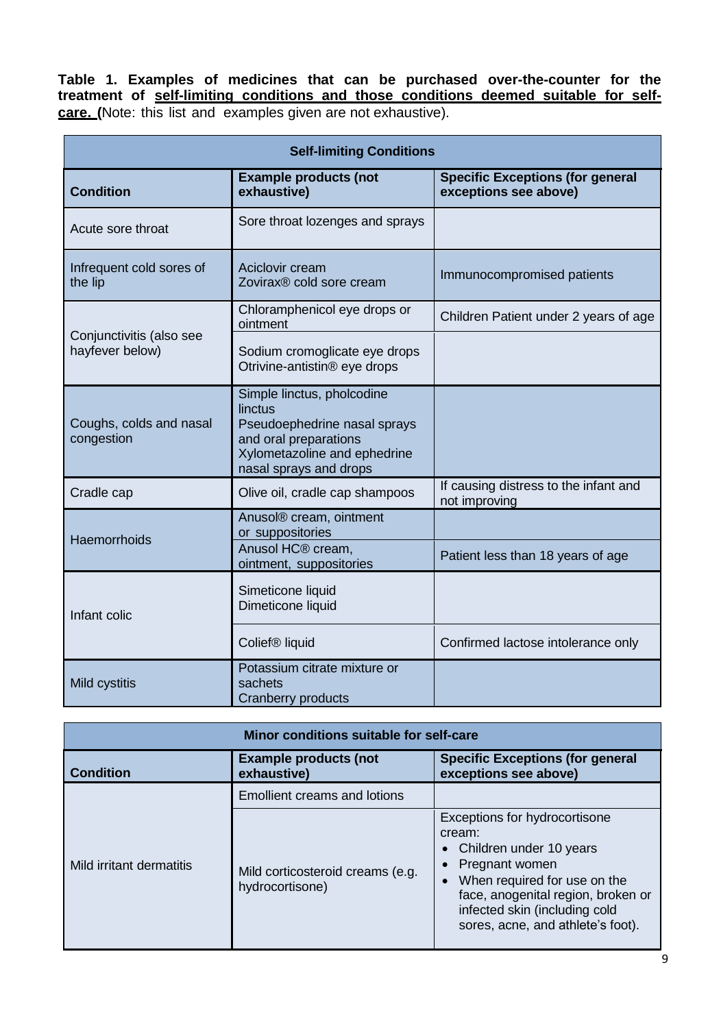**Table 1. Examples of medicines that can be purchased over-the-counter for the treatment of <u>self-limiting conditions and those conditions deemed suitable for self-care.</u> (**Note: this list and examples given are not exhaustive).

| Self-limiting Conditions | | |
|---|---|---|
| **Condition** | **Example products (not exhaustive)** | **Specific Exceptions (for general exceptions see above)** |
| Acute sore throat | Sore throat lozenges and sprays | |
| Infrequent cold sores of the lip | Aciclovir cream<br>Zovirax® cold sore cream | Immunocompromised patients |
| Conjunctivitis (also see hayfever below) | Chloramphenicol eye drops or ointment | Children Patient under 2 years of age |
| | Sodium cromoglicate eye drops<br>Otrivine-antistin® eye drops | |
| Coughs, colds and nasal congestion | Simple linctus, pholcodine linctus<br>Pseudoephedrine nasal sprays and oral preparations<br>Xylometazoline and ephedrine nasal sprays and drops | |
| Cradle cap | Olive oil, cradle cap shampoos | If causing distress to the infant and not improving |
| Haemorrhoids | Anusol® cream, ointment or suppositories | |
| | Anusol HC® cream, ointment, suppositories | Patient less than 18 years of age |
| Infant colic | Simeticone liquid<br>Dimeticone liquid | |
| | Colief® liquid | Confirmed lactose intolerance only |
| Mild cystitis | Potassium citrate mixture or sachets<br>Cranberry products | |

| Minor conditions suitable for self-care | | |
|---|---|---|
| **Condition** | **Example products (not exhaustive)** | **Specific Exceptions (for general exceptions see above)** |
| Mild irritant dermatitis | Emollient creams and lotions | |
| | Mild corticosteroid creams (e.g. hydrocortisone) | Exceptions for hydrocortisone cream:<br>• Children under 10 years<br>• Pregnant women<br>• When required for use on the face, anogenital region, broken or infected skin (including cold sores, acne, and athlete's foot). |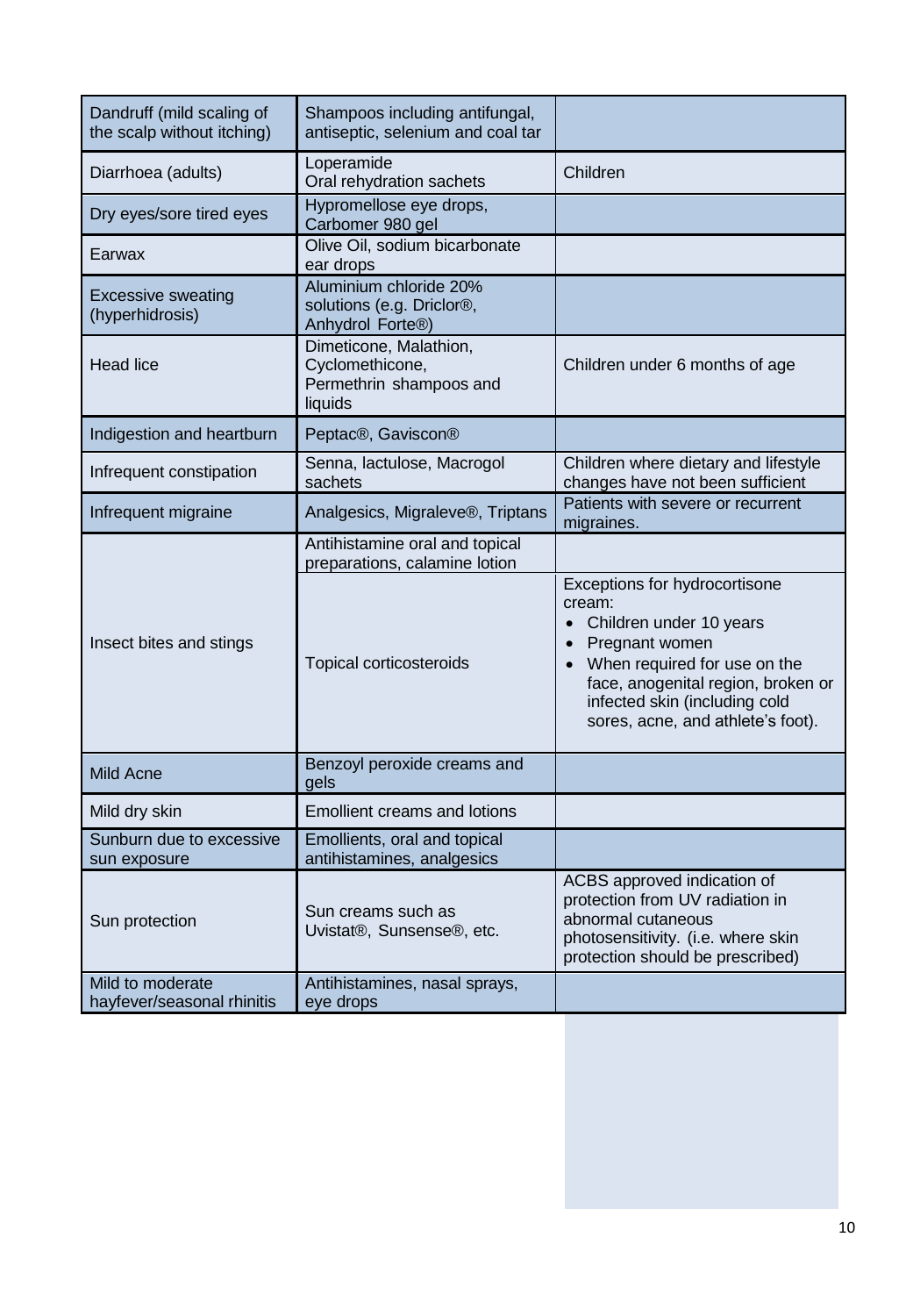| | | |
|---|---|---|
| Dandruff (mild scaling of the scalp without itching) | Shampoos including antifungal, antiseptic, selenium and coal tar | |
| Diarrhoea (adults) | Loperamide<br>Oral rehydration sachets | Children |
| Dry eyes/sore tired eyes | Hypromellose eye drops, Carbomer 980 gel | |
| Earwax | Olive Oil, sodium bicarbonate ear drops | |
| Excessive sweating (hyperhidrosis) | Aluminium chloride 20% solutions (e.g. Driclor®, Anhydrol Forte®) | |
| Head lice | Dimeticone, Malathion, Cyclomethicone, Permethrin shampoos and liquids | Children under 6 months of age |
| Indigestion and heartburn | Peptac®, Gaviscon® | |
| Infrequent constipation | Senna, lactulose, Macrogol sachets | Children where dietary and lifestyle changes have not been sufficient |
| Infrequent migraine | Analgesics, Migraleve®, Triptans | Patients with severe or recurrent migraines. |
| Insect bites and stings | Antihistamine oral and topical preparations, calamine lotion | |
| | Topical corticosteroids | Exceptions for hydrocortisone cream:<br>• Children under 10 years<br>• Pregnant women<br>• When required for use on the face, anogenital region, broken or infected skin (including cold sores, acne, and athlete's foot). |
| Mild Acne | Benzoyl peroxide creams and gels | |
| Mild dry skin | Emollient creams and lotions | |
| Sunburn due to excessive sun exposure | Emollients, oral and topical antihistamines, analgesics | |
| Sun protection | Sun creams such as Uvistat®, Sunsense®, etc. | ACBS approved indication of protection from UV radiation in abnormal cutaneous photosensitivity. (i.e. where skin protection should be prescribed) |
| Mild to moderate hayfever/seasonal rhinitis | Antihistamines, nasal sprays, eye drops | |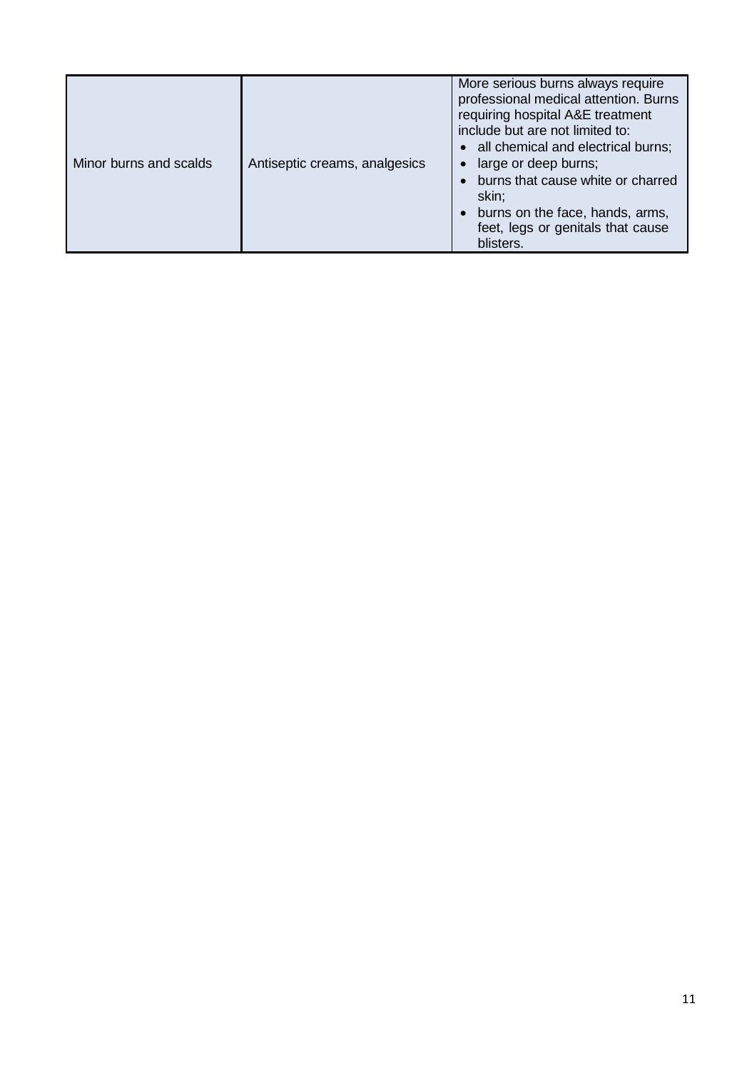| | | |
|---|---|---|
| Minor burns and scalds | Antiseptic creams, analgesics | More serious burns always require professional medical attention. Burns requiring hospital A&E treatment include but are not limited to:<br>• all chemical and electrical burns;<br>• large or deep burns;<br>• burns that cause white or charred skin;<br>• burns on the face, hands, arms, feet, legs or genitals that cause blisters. |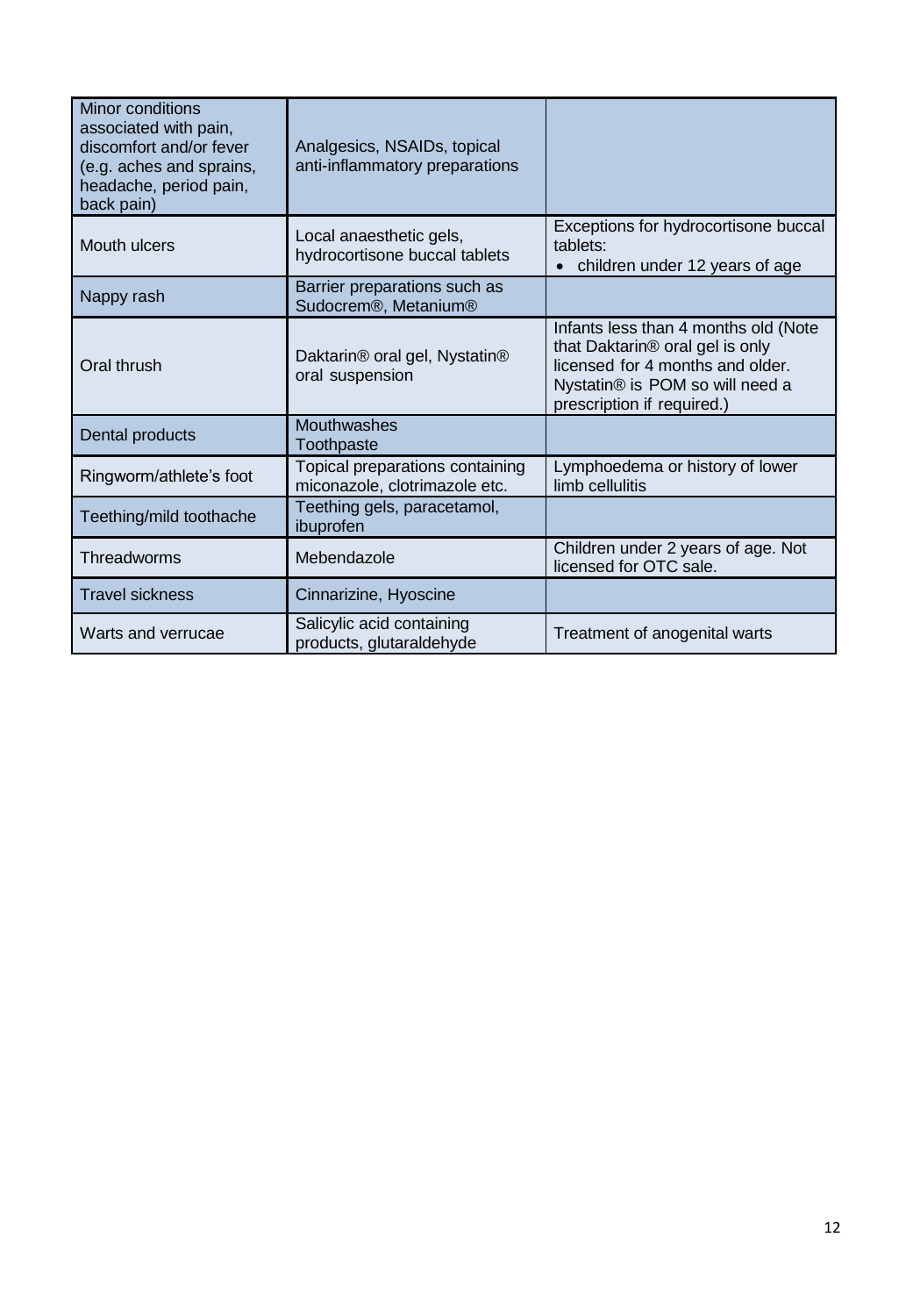| | | |
|---|---|---|
| Minor conditions associated with pain, discomfort and/or fever (e.g. aches and sprains, headache, period pain, back pain) | Analgesics, NSAIDs, topical anti-inflammatory preparations | |
| Mouth ulcers | Local anaesthetic gels, hydrocortisone buccal tablets | Exceptions for hydrocortisone buccal tablets:<br>• children under 12 years of age |
| Nappy rash | Barrier preparations such as Sudocrem®, Metanium® | |
| Oral thrush | Daktarin® oral gel, Nystatin® oral suspension | Infants less than 4 months old (Note that Daktarin® oral gel is only licensed for 4 months and older. Nystatin® is POM so will need a prescription if required.) |
| Dental products | Mouthwashes<br>Toothpaste | |
| Ringworm/athlete's foot | Topical preparations containing miconazole, clotrimazole etc. | Lymphoedema or history of lower limb cellulitis |
| Teething/mild toothache | Teething gels, paracetamol, ibuprofen | |
| Threadworms | Mebendazole | Children under 2 years of age. Not licensed for OTC sale. |
| Travel sickness | Cinnarizine, Hyoscine | |
| Warts and verrucae | Salicylic acid containing products, glutaraldehyde | Treatment of anogenital warts |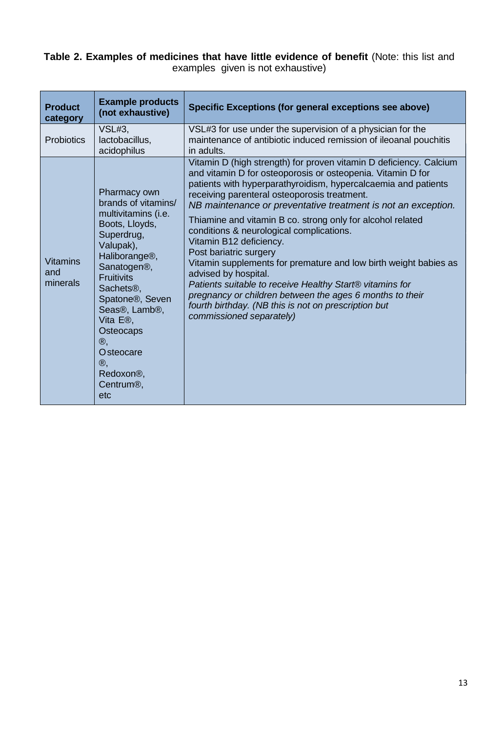**Table 2. Examples of medicines that have little evidence of benefit** (Note: this list and examples given is not exhaustive)

| Product category | Example products (not exhaustive) | Specific Exceptions (for general exceptions see above) |
|---|---|---|
| Probiotics | VSL#3, lactobacillus, acidophilus | VSL#3 for use under the supervision of a physician for the maintenance of antibiotic induced remission of ileoanal pouchitis in adults. |
| Vitamins and minerals | Pharmacy own brands of vitamins/ multivitamins (i.e. Boots, Lloyds, Superdrug, Valupak), Haliborange®, Sanatogen®, Fruitivits Sachets®, Spatone®, Seven Seas®, Lamb®, Vita E®, Osteocaps ®, Osteocare ®, Redoxon®, Centrum®, etc | Vitamin D (high strength) for proven vitamin D deficiency. Calcium and vitamin D for osteoporosis or osteopenia. Vitamin D for patients with hyperparathyroidism, hypercalcaemia and patients receiving parenteral osteoporosis treatment. *NB maintenance or preventative treatment is not an exception.* <br> Thiamine and vitamin B co. strong only for alcohol related conditions & neurological complications. <br> Vitamin B12 deficiency. <br> Post bariatric surgery <br> Vitamin supplements for premature and low birth weight babies as advised by hospital. <br> *Patients suitable to receive Healthy Start® vitamins for pregnancy or children between the ages 6 months to their fourth birthday. (NB this is not on prescription but commissioned separately)* |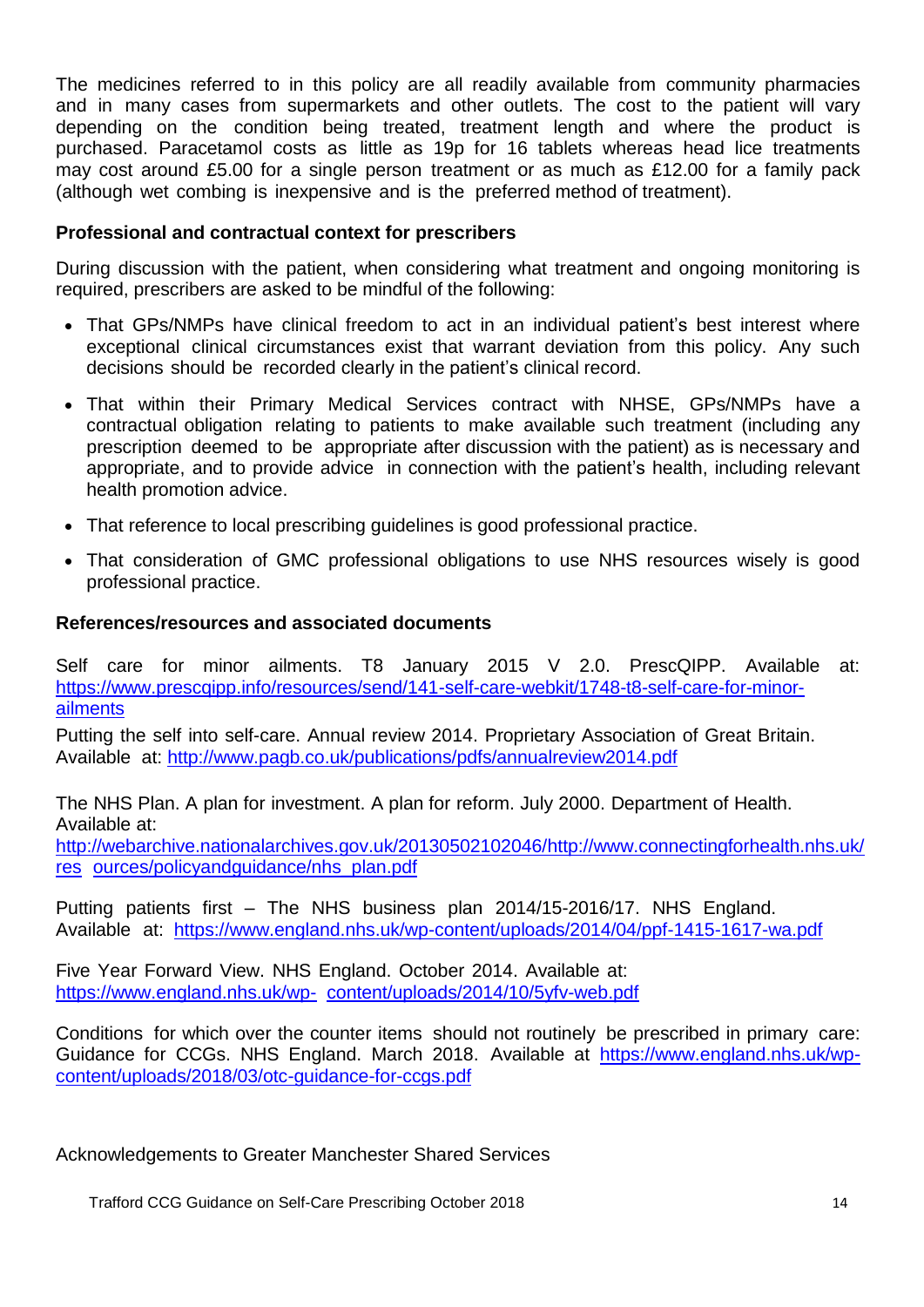The medicines referred to in this policy are all readily available from community pharmacies and in many cases from supermarkets and other outlets. The cost to the patient will vary depending on the condition being treated, treatment length and where the product is purchased. Paracetamol costs as little as 19p for 16 tablets whereas head lice treatments may cost around £5.00 for a single person treatment or as much as £12.00 for a family pack (although wet combing is inexpensive and is the preferred method of treatment).

**Professional and contractual context for prescribers**

During discussion with the patient, when considering what treatment and ongoing monitoring is required, prescribers are asked to be mindful of the following:

- That GPs/NMPs have clinical freedom to act in an individual patient's best interest where exceptional clinical circumstances exist that warrant deviation from this policy. Any such decisions should be recorded clearly in the patient's clinical record.
- That within their Primary Medical Services contract with NHSE, GPs/NMPs have a contractual obligation relating to patients to make available such treatment (including any prescription deemed to be appropriate after discussion with the patient) as is necessary and appropriate, and to provide advice in connection with the patient's health, including relevant health promotion advice.
- That reference to local prescribing guidelines is good professional practice.
- That consideration of GMC professional obligations to use NHS resources wisely is good professional practice.

**References/resources and associated documents**

Self care for minor ailments. T8 January 2015 V 2.0. PrescQIPP. Available at: https://www.prescqipp.info/resources/send/141-self-care-webkit/1748-t8-self-care-for-minor-ailments

Putting the self into self-care. Annual review 2014. Proprietary Association of Great Britain. Available at: http://www.pagb.co.uk/publications/pdfs/annualreview2014.pdf

The NHS Plan. A plan for investment. A plan for reform. July 2000. Department of Health. Available at:
http://webarchive.nationalarchives.gov.uk/20130502102046/http://www.connectingforhealth.nhs.uk/res ources/policyandguidance/nhs_plan.pdf

Putting patients first – The NHS business plan 2014/15-2016/17. NHS England. Available at: https://www.england.nhs.uk/wp-content/uploads/2014/04/ppf-1415-1617-wa.pdf

Five Year Forward View. NHS England. October 2014. Available at: https://www.england.nhs.uk/wp- content/uploads/2014/10/5yfv-web.pdf

Conditions for which over the counter items should not routinely be prescribed in primary care: Guidance for CCGs. NHS England. March 2018. Available at https://www.england.nhs.uk/wp-content/uploads/2018/03/otc-guidance-for-ccgs.pdf

Acknowledgements to Greater Manchester Shared Services